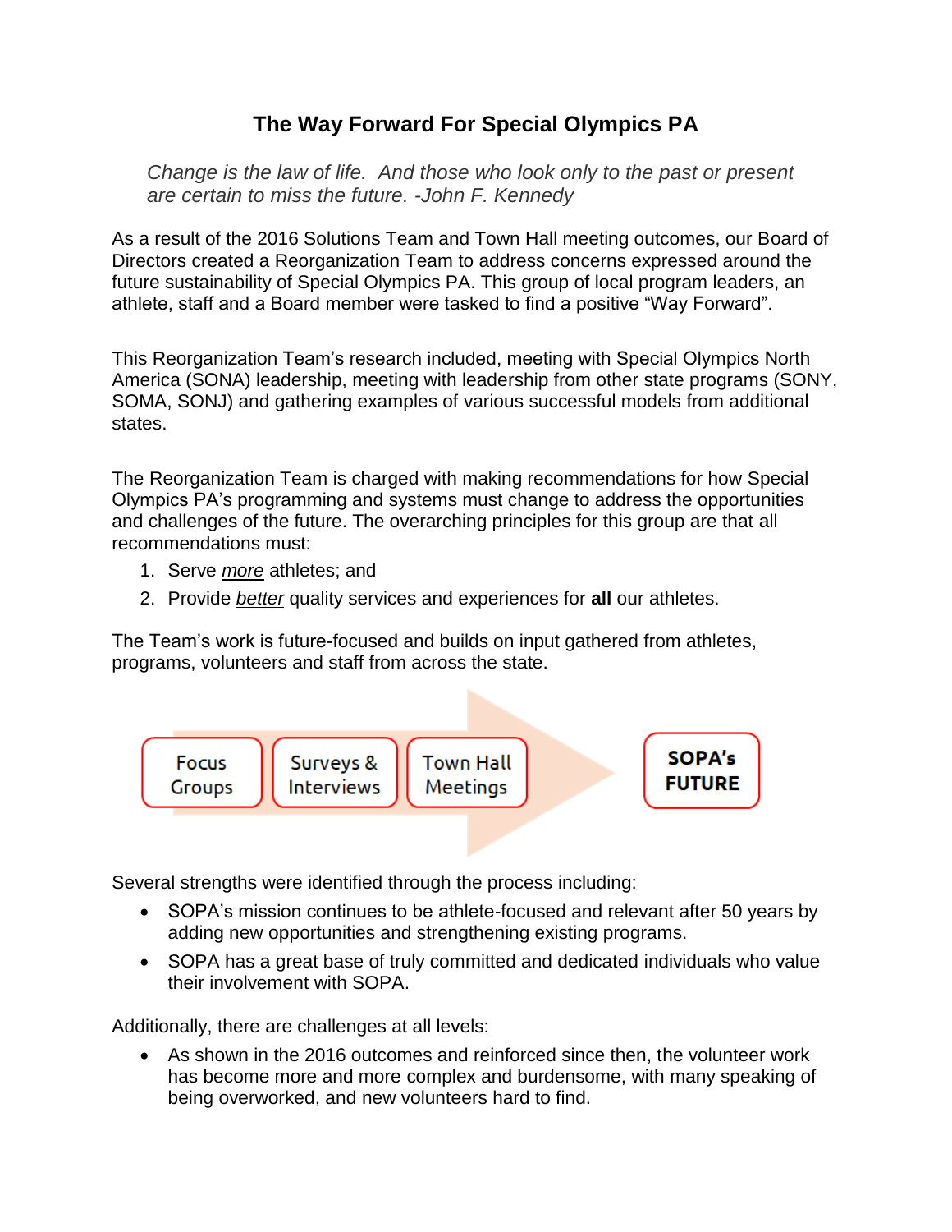# The Way Forward For Special Olympics PA

*Change is the law of life. And those who look only to the past or present are certain to miss the future. -John F. Kennedy*

As a result of the 2016 Solutions Team and Town Hall meeting outcomes, our Board of Directors created a Reorganization Team to address concerns expressed around the future sustainability of Special Olympics PA. This group of local program leaders, an athlete, staff and a Board member were tasked to find a positive "Way Forward".

This Reorganization Team's research included, meeting with Special Olympics North America (SONA) leadership, meeting with leadership from other state programs (SONY, SOMA, SONJ) and gathering examples of various successful models from additional states.

The Reorganization Team is charged with making recommendations for how Special Olympics PA's programming and systems must change to address the opportunities and challenges of the future. The overarching principles for this group are that all recommendations must:

1. Serve *more* athletes; and
2. Provide *better* quality services and experiences for **all** our athletes.

The Team's work is future-focused and builds on input gathered from athletes, programs, volunteers and staff from across the state.

Focus Groups → Surveys & Interviews → Town Hall Meetings → **SOPA's FUTURE**

Several strengths were identified through the process including:

- SOPA's mission continues to be athlete-focused and relevant after 50 years by adding new opportunities and strengthening existing programs.
- SOPA has a great base of truly committed and dedicated individuals who value their involvement with SOPA.

Additionally, there are challenges at all levels:

- As shown in the 2016 outcomes and reinforced since then, the volunteer work has become more and more complex and burdensome, with many speaking of being overworked, and new volunteers hard to find.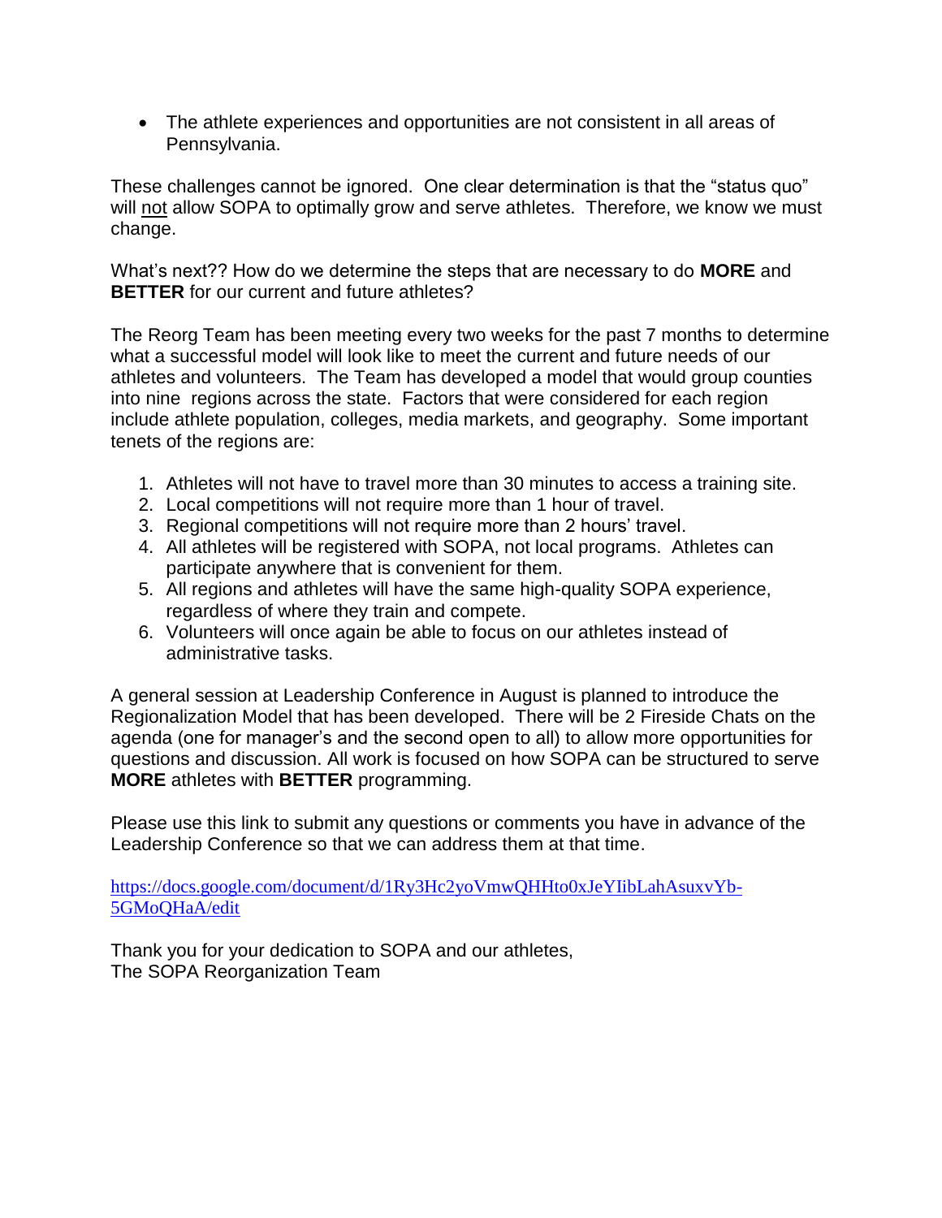- The athlete experiences and opportunities are not consistent in all areas of Pennsylvania.

These challenges cannot be ignored. One clear determination is that the "status quo" will <u>not</u> allow SOPA to optimally grow and serve athletes. Therefore, we know we must change.

What's next?? How do we determine the steps that are necessary to do **MORE** and **BETTER** for our current and future athletes?

The Reorg Team has been meeting every two weeks for the past 7 months to determine what a successful model will look like to meet the current and future needs of our athletes and volunteers. The Team has developed a model that would group counties into nine regions across the state. Factors that were considered for each region include athlete population, colleges, media markets, and geography. Some important tenets of the regions are:

1. Athletes will not have to travel more than 30 minutes to access a training site.
2. Local competitions will not require more than 1 hour of travel.
3. Regional competitions will not require more than 2 hours' travel.
4. All athletes will be registered with SOPA, not local programs. Athletes can participate anywhere that is convenient for them.
5. All regions and athletes will have the same high-quality SOPA experience, regardless of where they train and compete.
6. Volunteers will once again be able to focus on our athletes instead of administrative tasks.

A general session at Leadership Conference in August is planned to introduce the Regionalization Model that has been developed. There will be 2 Fireside Chats on the agenda (one for manager's and the second open to all) to allow more opportunities for questions and discussion. All work is focused on how SOPA can be structured to serve **MORE** athletes with **BETTER** programming.

Please use this link to submit any questions or comments you have in advance of the Leadership Conference so that we can address them at that time.

https://docs.google.com/document/d/1Ry3Hc2yoVmwQHHto0xJeYIibLahAsuxvYb-5GMoQHaA/edit

Thank you for your dedication to SOPA and our athletes,
The SOPA Reorganization Team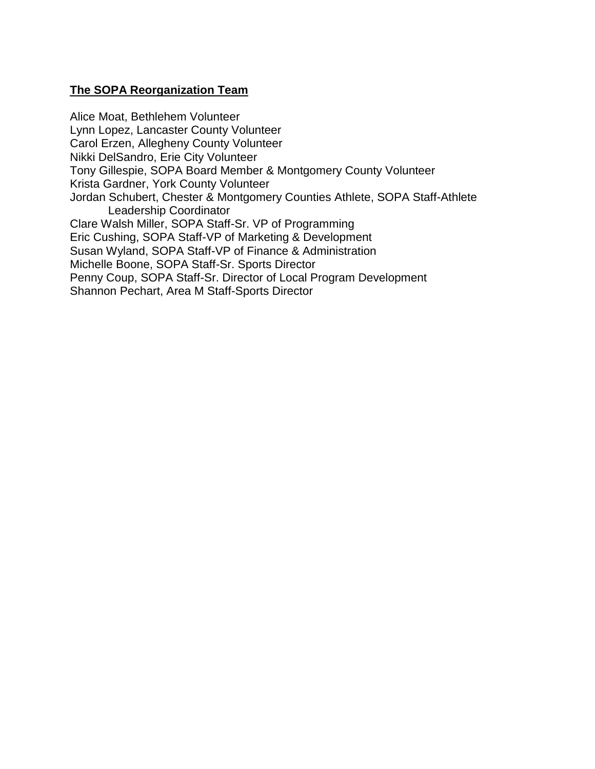**The SOPA Reorganization Team**

Alice Moat, Bethlehem Volunteer
Lynn Lopez, Lancaster County Volunteer
Carol Erzen, Allegheny County Volunteer
Nikki DelSandro, Erie City Volunteer
Tony Gillespie, SOPA Board Member & Montgomery County Volunteer
Krista Gardner, York County Volunteer
Jordan Schubert, Chester & Montgomery Counties Athlete, SOPA Staff-Athlete Leadership Coordinator
Clare Walsh Miller, SOPA Staff-Sr. VP of Programming
Eric Cushing, SOPA Staff-VP of Marketing & Development
Susan Wyland, SOPA Staff-VP of Finance & Administration
Michelle Boone, SOPA Staff-Sr. Sports Director
Penny Coup, SOPA Staff-Sr. Director of Local Program Development
Shannon Pechart, Area M Staff-Sports Director